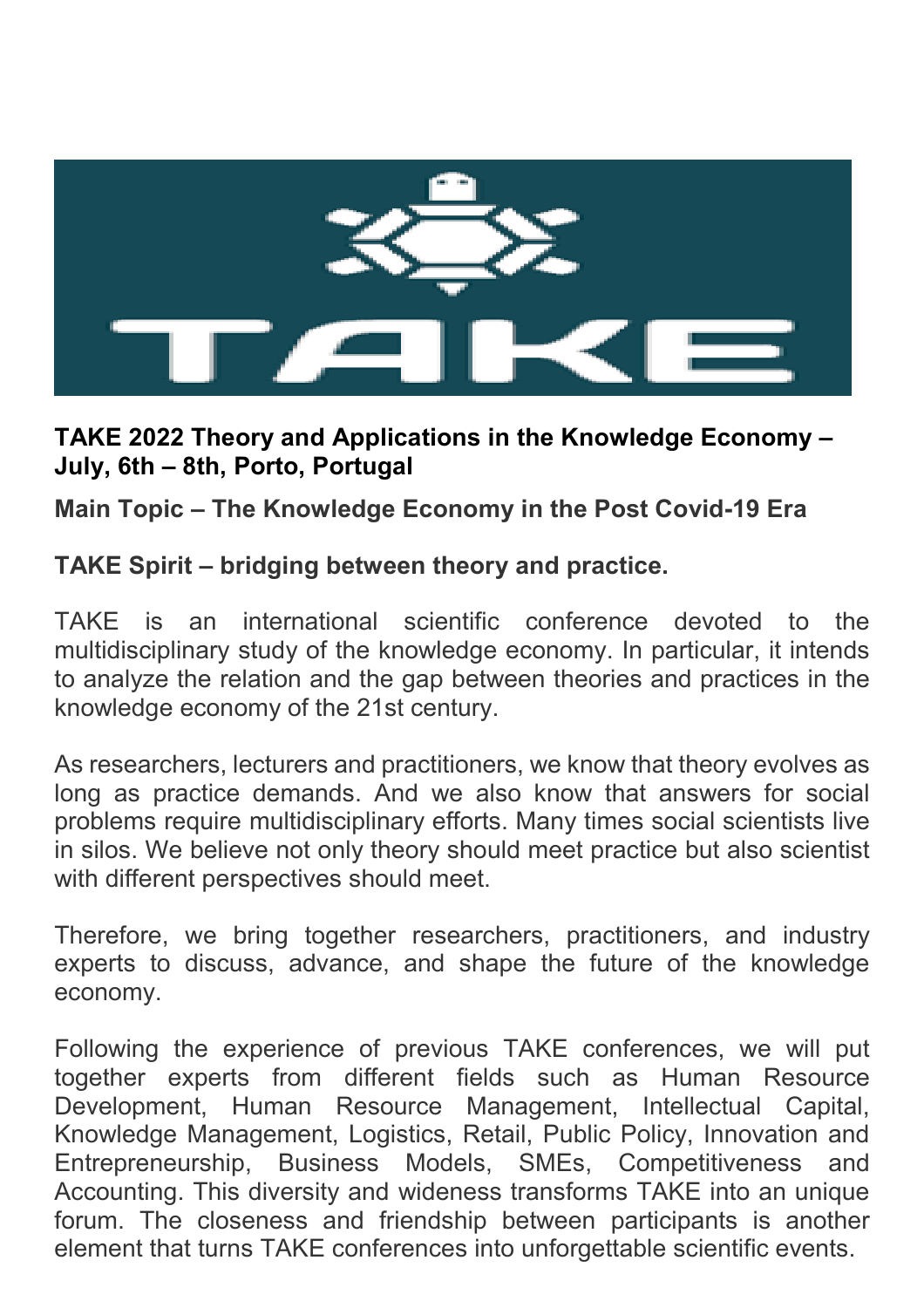**TAKE 2022 Theory and Applications in the Knowledge Economy – July, 6th – 8th, Porto, Portugal**

**Main Topic – The Knowledge Economy in the Post Covid-19 Era**

**TAKE Spirit – bridging between theory and practice.**

TAKE is an international scientific conference devoted to the multidisciplinary study of the knowledge economy. In particular, it intends to analyze the relation and the gap between theories and practices in the knowledge economy of the 21st century.

As researchers, lecturers and practitioners, we know that theory evolves as long as practice demands. And we also know that answers for social problems require multidisciplinary efforts. Many times social scientists live in silos. We believe not only theory should meet practice but also scientist with different perspectives should meet.

Therefore, we bring together researchers, practitioners, and industry experts to discuss, advance, and shape the future of the knowledge economy.

Following the experience of previous TAKE conferences, we will put together experts from different fields such as Human Resource Development, Human Resource Management, Intellectual Capital, Knowledge Management, Logistics, Retail, Public Policy, Innovation and Entrepreneurship, Business Models, SMEs, Competitiveness and Accounting. This diversity and wideness transforms TAKE into an unique forum. The closeness and friendship between participants is another element that turns TAKE conferences into unforgettable scientific events.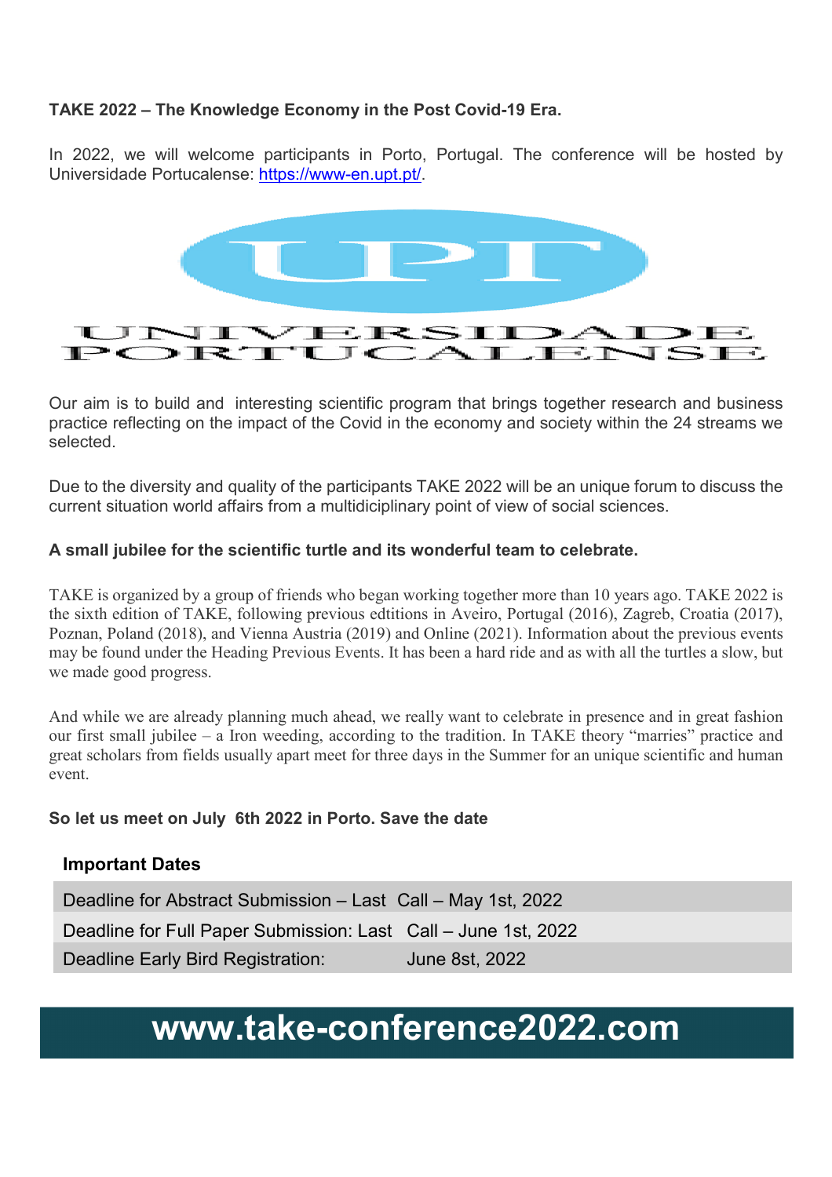**TAKE 2022 – The Knowledge Economy in the Post Covid-19 Era.**

In 2022, we will welcome participants in Porto, Portugal. The conference will be hosted by Universidade Portucalense: https://www-en.upt.pt/.

UPT UNIVERSIDADE PORTUCALENSE

Our aim is to build and interesting scientific program that brings together research and business practice reflecting on the impact of the Covid in the economy and society within the 24 streams we selected.

Due to the diversity and quality of the participants TAKE 2022 will be an unique forum to discuss the current situation world affairs from a multidiciplinary point of view of social sciences.

**A small jubilee for the scientific turtle and its wonderful team to celebrate.**

TAKE is organized by a group of friends who began working together more than 10 years ago. TAKE 2022 is the sixth edition of TAKE, following previous edtitions in Aveiro, Portugal (2016), Zagreb, Croatia (2017), Poznan, Poland (2018), and Vienna Austria (2019) and Online (2021). Information about the previous events may be found under the Heading Previous Events. It has been a hard ride and as with all the turtles a slow, but we made good progress.

And while we are already planning much ahead, we really want to celebrate in presence and in great fashion our first small jubilee – a Iron weeding, according to the tradition. In TAKE theory "marries" practice and great scholars from fields usually apart meet for three days in the Summer for an unique scientific and human event.

**So let us meet on July 6th 2022 in Porto. Save the date**

**Important Dates**

| | |
|---|---|
| Deadline for Abstract Submission – Last | Call – May 1st, 2022 |
| Deadline for Full Paper Submission: Last | Call – June 1st, 2022 |
| Deadline Early Bird Registration: | June 8st, 2022 |

**www.take-conference2022.com**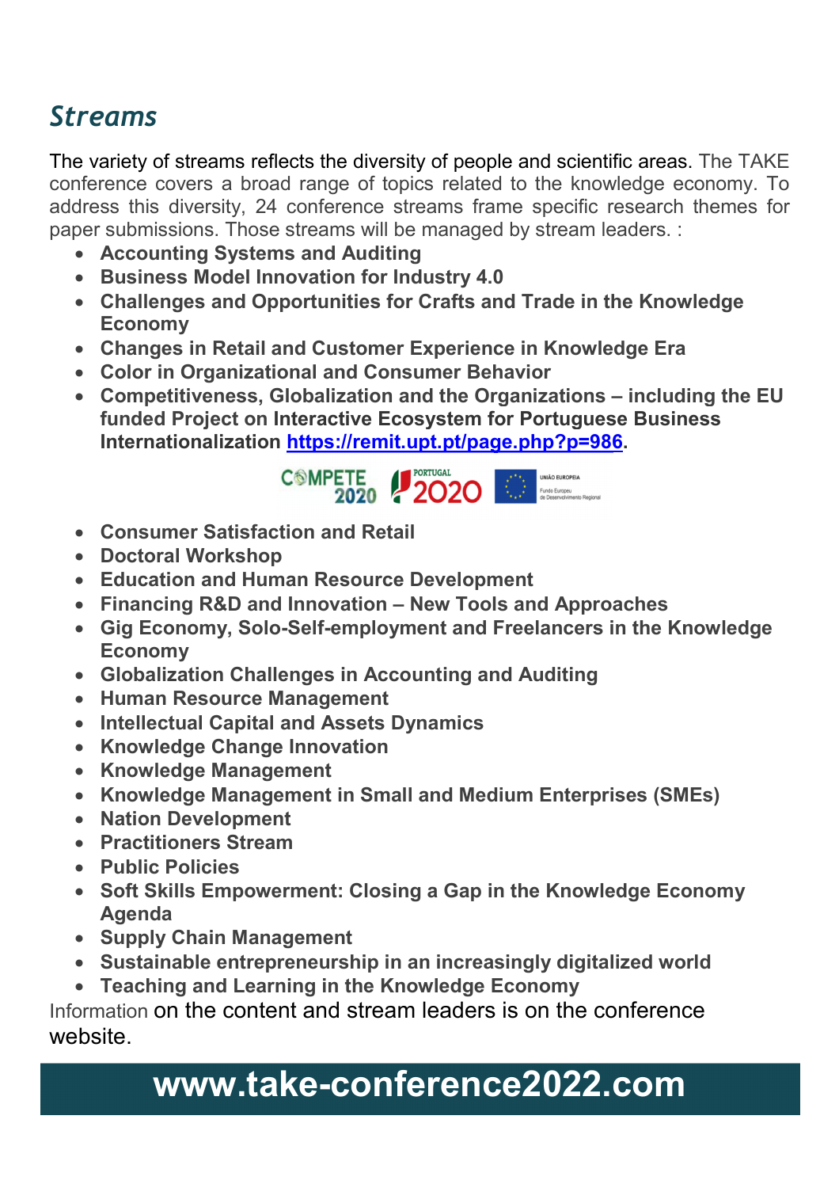## *Streams*

The variety of streams reflects the diversity of people and scientific areas. The TAKE conference covers a broad range of topics related to the knowledge economy. To address this diversity, 24 conference streams frame specific research themes for paper submissions. Those streams will be managed by stream leaders. :

- **Accounting Systems and Auditing**
- **Business Model Innovation for Industry 4.0**
- **Challenges and Opportunities for Crafts and Trade in the Knowledge Economy**
- **Changes in Retail and Customer Experience in Knowledge Era**
- **Color in Organizational and Consumer Behavior**
- **Competitiveness, Globalization and the Organizations – including the EU funded Project on Interactive Ecosystem for Portuguese Business Internationalization [https://remit.upt.pt/page.php?p=986](https://remit.upt.pt/page.php?p=986).**
- **Consumer Satisfaction and Retail**
- **Doctoral Workshop**
- **Education and Human Resource Development**
- **Financing R&D and Innovation – New Tools and Approaches**
- **Gig Economy, Solo-Self-employment and Freelancers in the Knowledge Economy**
- **Globalization Challenges in Accounting and Auditing**
- **Human Resource Management**
- **Intellectual Capital and Assets Dynamics**
- **Knowledge Change Innovation**
- **Knowledge Management**
- **Knowledge Management in Small and Medium Enterprises (SMEs)**
- **Nation Development**
- **Practitioners Stream**
- **Public Policies**
- **Soft Skills Empowerment: Closing a Gap in the Knowledge Economy Agenda**
- **Supply Chain Management**
- **Sustainable entrepreneurship in an increasingly digitalized world**
- **Teaching and Learning in the Knowledge Economy**

Information on the content and stream leaders is on the conference website.

**www.take-conference2022.com**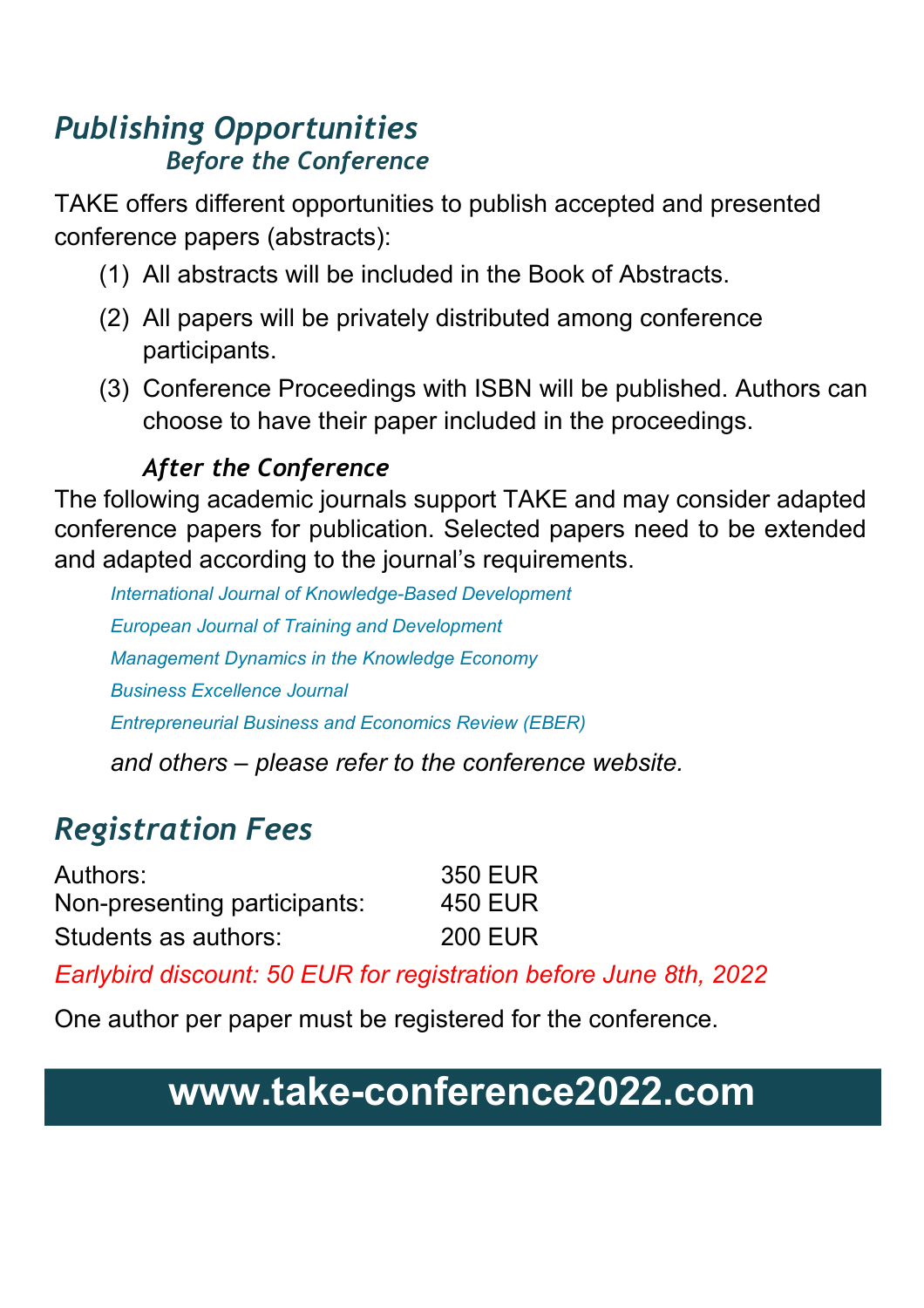## *Publishing Opportunities*

### *Before the Conference*

TAKE offers different opportunities to publish accepted and presented conference papers (abstracts):

(1) All abstracts will be included in the Book of Abstracts.

(2) All papers will be privately distributed among conference participants.

(3) Conference Proceedings with ISBN will be published. Authors can choose to have their paper included in the proceedings.

### *After the Conference*

The following academic journals support TAKE and may consider adapted conference papers for publication. Selected papers need to be extended and adapted according to the journal's requirements.

*International Journal of Knowledge-Based Development*

*European Journal of Training and Development*

*Management Dynamics in the Knowledge Economy*

*Business Excellence Journal*

*Entrepreneurial Business and Economics Review (EBER)*

*and others – please refer to the conference website.*

## *Registration Fees*

| | |
|---|---|
| Authors: | 350 EUR |
| Non-presenting participants: | 450 EUR |
| Students as authors: | 200 EUR |

*Earlybird discount: 50 EUR for registration before June 8th, 2022*

One author per paper must be registered for the conference.

**www.take-conference2022.com**